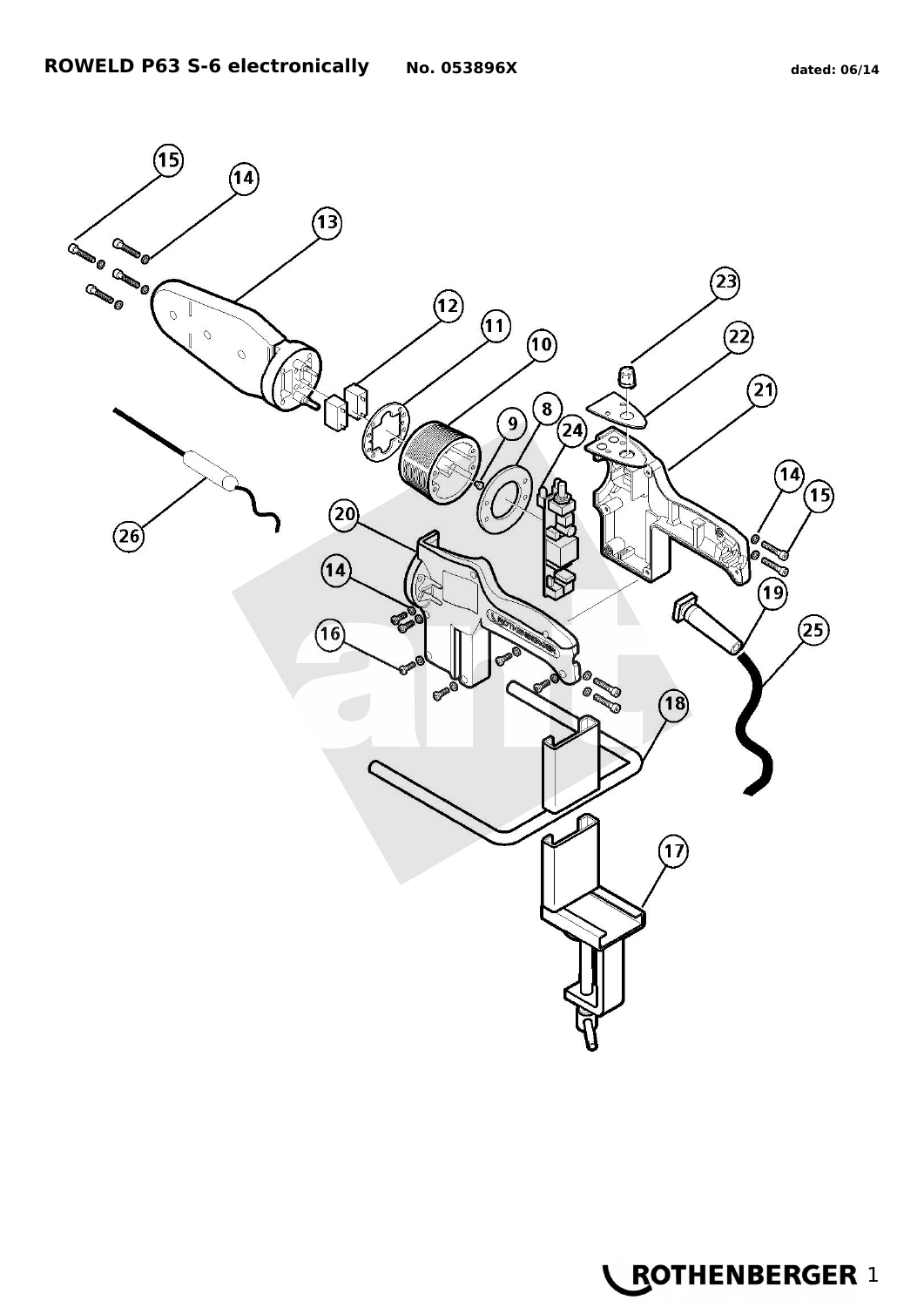**ROWELD P63 S-6 electronically** **No. 053896X** **dated: 06/14**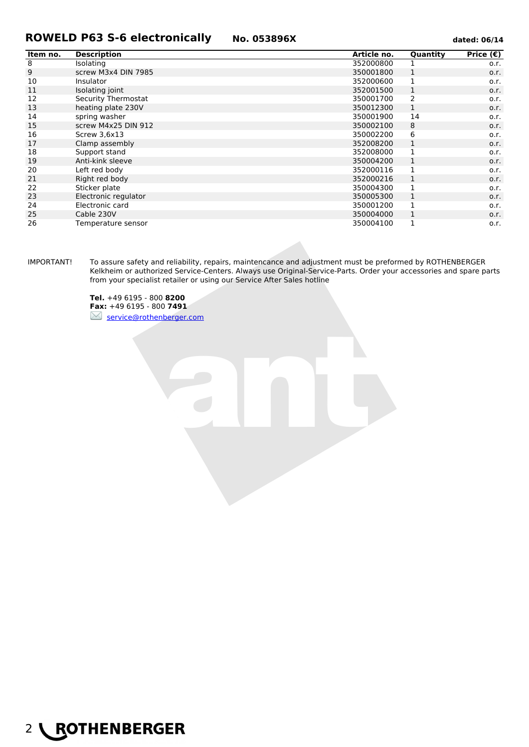## ROWELD P63 S-6 electronically No. 053896X dated: 06/14

| Item no. | Description | Article no. | Quantity | Price (€) |
|---|---|---|---|---|
| 8 | Isolating | 352000800 | 1 | o.r. |
| 9 | screw M3x4 DIN 7985 | 350001800 | 1 | o.r. |
| 10 | Insulator | 352000600 | 1 | o.r. |
| 11 | Isolating joint | 352001500 | 1 | o.r. |
| 12 | Security Thermostat | 350001700 | 2 | o.r. |
| 13 | heating plate 230V | 350012300 | 1 | o.r. |
| 14 | spring washer | 350001900 | 14 | o.r. |
| 15 | screw M4x25 DIN 912 | 350002100 | 8 | o.r. |
| 16 | Screw 3,6x13 | 350002200 | 6 | o.r. |
| 17 | Clamp assembly | 352008200 | 1 | o.r. |
| 18 | Support stand | 352008000 | 1 | o.r. |
| 19 | Anti-kink sleeve | 350004200 | 1 | o.r. |
| 20 | Left red body | 352000116 | 1 | o.r. |
| 21 | Right red body | 352000216 | 1 | o.r. |
| 22 | Sticker plate | 350004300 | 1 | o.r. |
| 23 | Electronic regulator | 350005300 | 1 | o.r. |
| 24 | Electronic card | 350001200 | 1 | o.r. |
| 25 | Cable 230V | 350004000 | 1 | o.r. |
| 26 | Temperature sensor | 350004100 | 1 | o.r. |

IMPORTANT! To assure safety and reliability, repairs, maintencance and adjustment must be preformed by ROTHENBERGER Kelkheim or authorized Service-Centers. Always use Original-Service-Parts. Order your accessories and spare parts from your specialist retailer or using our Service After Sales hotline

**Tel.** +49 6195 - 800 **8200**
**Fax:** +49 6195 - 800 **7491**
service@rothenberger.com